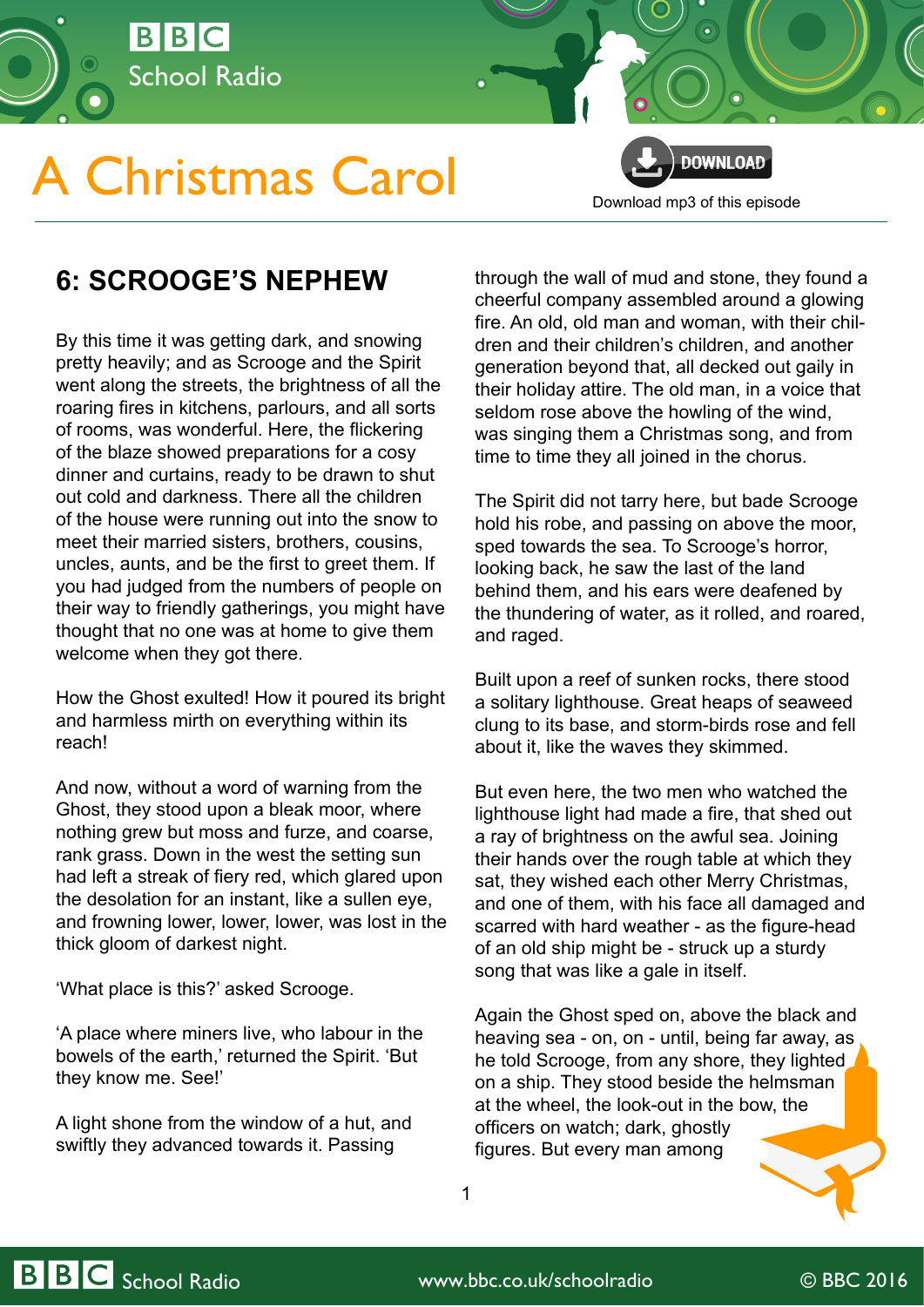# A Christmas Carol

Download mp3 of this episode

## 6: SCROOGE'S NEPHEW

By this time it was getting dark, and snowing pretty heavily; and as Scrooge and the Spirit went along the streets, the brightness of all the roaring fires in kitchens, parlours, and all sorts of rooms, was wonderful. Here, the flickering of the blaze showed preparations for a cosy dinner and curtains, ready to be drawn to shut out cold and darkness. There all the children of the house were running out into the snow to meet their married sisters, brothers, cousins, uncles, aunts, and be the first to greet them. If you had judged from the numbers of people on their way to friendly gatherings, you might have thought that no one was at home to give them welcome when they got there.

How the Ghost exulted! How it poured its bright and harmless mirth on everything within its reach!

And now, without a word of warning from the Ghost, they stood upon a bleak moor, where nothing grew but moss and furze, and coarse, rank grass. Down in the west the setting sun had left a streak of fiery red, which glared upon the desolation for an instant, like a sullen eye, and frowning lower, lower, lower, was lost in the thick gloom of darkest night.

'What place is this?' asked Scrooge.

'A place where miners live, who labour in the bowels of the earth,' returned the Spirit. 'But they know me. See!'

A light shone from the window of a hut, and swiftly they advanced towards it. Passing through the wall of mud and stone, they found a cheerful company assembled around a glowing fire. An old, old man and woman, with their children and their children's children, and another generation beyond that, all decked out gaily in their holiday attire. The old man, in a voice that seldom rose above the howling of the wind, was singing them a Christmas song, and from time to time they all joined in the chorus.

The Spirit did not tarry here, but bade Scrooge hold his robe, and passing on above the moor, sped towards the sea. To Scrooge's horror, looking back, he saw the last of the land behind them, and his ears were deafened by the thundering of water, as it rolled, and roared, and raged.

Built upon a reef of sunken rocks, there stood a solitary lighthouse. Great heaps of seaweed clung to its base, and storm-birds rose and fell about it, like the waves they skimmed.

But even here, the two men who watched the lighthouse light had made a fire, that shed out a ray of brightness on the awful sea. Joining their hands over the rough table at which they sat, they wished each other Merry Christmas, and one of them, with his face all damaged and scarred with hard weather - as the figure-head of an old ship might be - struck up a sturdy song that was like a gale in itself.

Again the Ghost sped on, above the black and heaving sea - on, on - until, being far away, as he told Scrooge, from any shore, they lighted on a ship. They stood beside the helmsman at the wheel, the look-out in the bow, the officers on watch; dark, ghostly figures. But every man among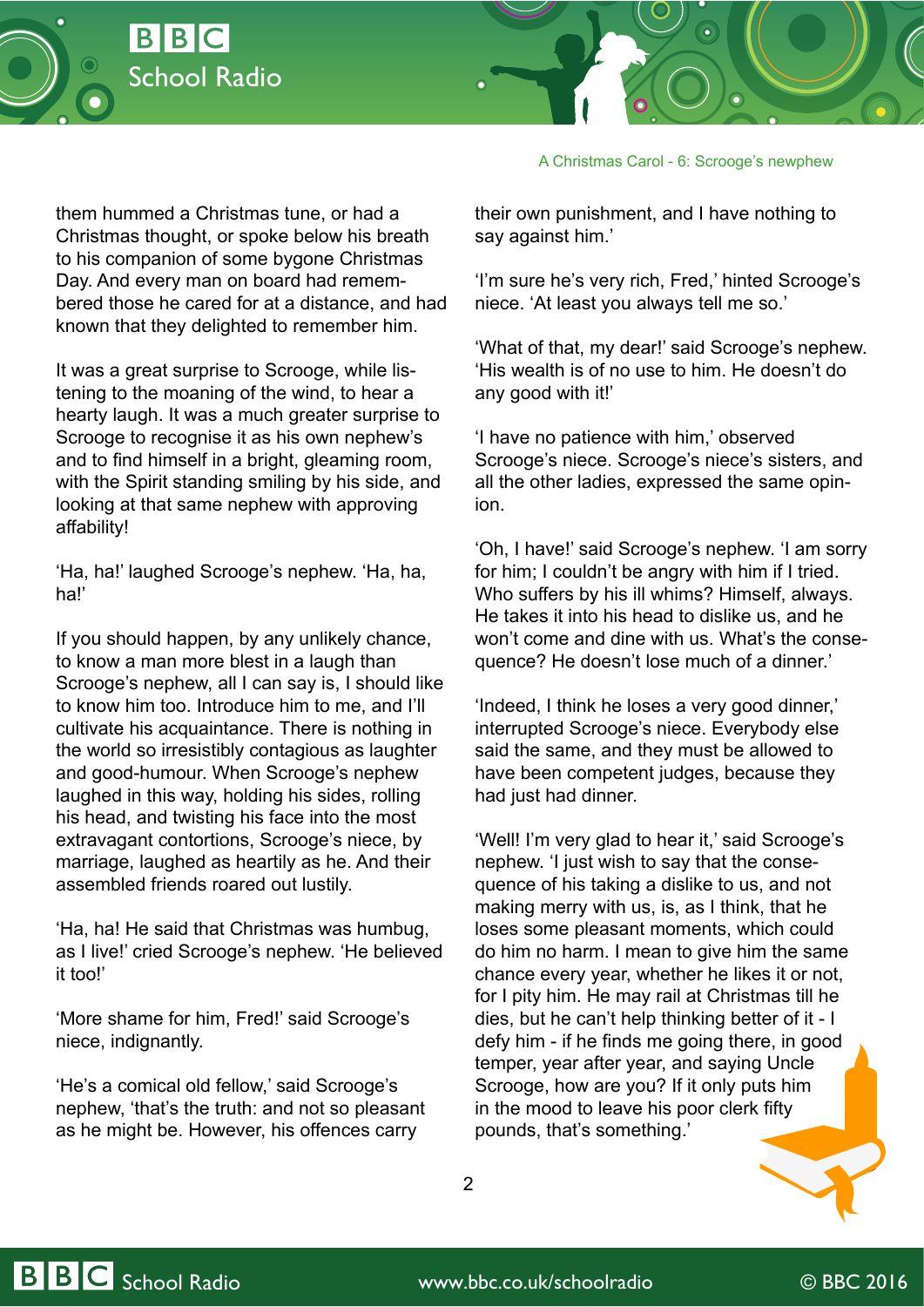them hummed a Christmas tune, or had a Christmas thought, or spoke below his breath to his companion of some bygone Christmas Day. And every man on board had remembered those he cared for at a distance, and had known that they delighted to remember him.

It was a great surprise to Scrooge, while listening to the moaning of the wind, to hear a hearty laugh. It was a much greater surprise to Scrooge to recognise it as his own nephew's and to find himself in a bright, gleaming room, with the Spirit standing smiling by his side, and looking at that same nephew with approving affability!

'Ha, ha!' laughed Scrooge's nephew. 'Ha, ha, ha!'

If you should happen, by any unlikely chance, to know a man more blest in a laugh than Scrooge's nephew, all I can say is, I should like to know him too. Introduce him to me, and I'll cultivate his acquaintance. There is nothing in the world so irresistibly contagious as laughter and good-humour. When Scrooge's nephew laughed in this way, holding his sides, rolling his head, and twisting his face into the most extravagant contortions, Scrooge's niece, by marriage, laughed as heartily as he. And their assembled friends roared out lustily.

'Ha, ha! He said that Christmas was humbug, as I live!' cried Scrooge's nephew. 'He believed it too!'

'More shame for him, Fred!' said Scrooge's niece, indignantly.

'He's a comical old fellow,' said Scrooge's nephew, 'that's the truth: and not so pleasant as he might be. However, his offences carry their own punishment, and I have nothing to say against him.'

'I'm sure he's very rich, Fred,' hinted Scrooge's niece. 'At least you always tell me so.'

'What of that, my dear!' said Scrooge's nephew. 'His wealth is of no use to him. He doesn't do any good with it!'

'I have no patience with him,' observed Scrooge's niece. Scrooge's niece's sisters, and all the other ladies, expressed the same opinion.

'Oh, I have!' said Scrooge's nephew. 'I am sorry for him; I couldn't be angry with him if I tried. Who suffers by his ill whims? Himself, always. He takes it into his head to dislike us, and he won't come and dine with us. What's the consequence? He doesn't lose much of a dinner.'

'Indeed, I think he loses a very good dinner,' interrupted Scrooge's niece. Everybody else said the same, and they must be allowed to have been competent judges, because they had just had dinner.

'Well! I'm very glad to hear it,' said Scrooge's nephew. 'I just wish to say that the consequence of his taking a dislike to us, and not making merry with us, is, as I think, that he loses some pleasant moments, which could do him no harm. I mean to give him the same chance every year, whether he likes it or not, for I pity him. He may rail at Christmas till he dies, but he can't help thinking better of it - I defy him - if he finds me going there, in good temper, year after year, and saying Uncle Scrooge, how are you? If it only puts him in the mood to leave his poor clerk fifty pounds, that's something.'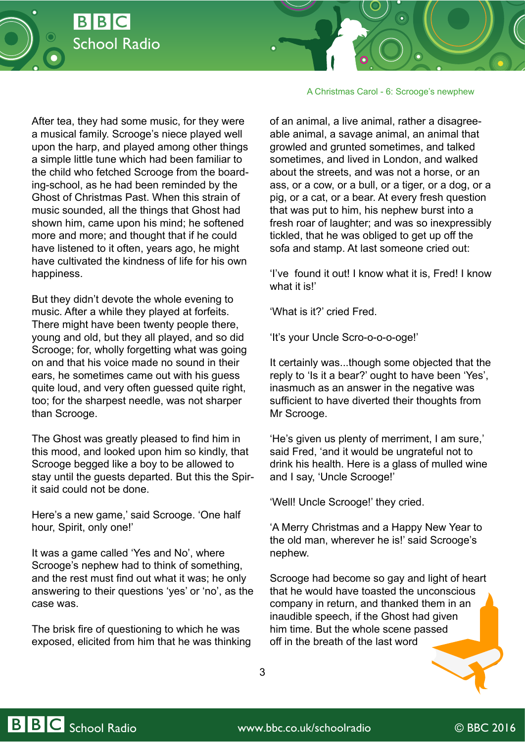After tea, they had some music, for they were a musical family. Scrooge's niece played well upon the harp, and played among other things a simple little tune which had been familiar to the child who fetched Scrooge from the boarding-school, as he had been reminded by the Ghost of Christmas Past. When this strain of music sounded, all the things that Ghost had shown him, came upon his mind; he softened more and more; and thought that if he could have listened to it often, years ago, he might have cultivated the kindness of life for his own happiness.

But they didn't devote the whole evening to music. After a while they played at forfeits. There might have been twenty people there, young and old, but they all played, and so did Scrooge; for, wholly forgetting what was going on and that his voice made no sound in their ears, he sometimes came out with his guess quite loud, and very often guessed quite right, too; for the sharpest needle, was not sharper than Scrooge.

The Ghost was greatly pleased to find him in this mood, and looked upon him so kindly, that Scrooge begged like a boy to be allowed to stay until the guests departed. But this the Spirit said could not be done.

Here's a new game,' said Scrooge. 'One half hour, Spirit, only one!'

It was a game called 'Yes and No', where Scrooge's nephew had to think of something, and the rest must find out what it was; he only answering to their questions 'yes' or 'no', as the case was.

The brisk fire of questioning to which he was exposed, elicited from him that he was thinking of an animal, a live animal, rather a disagreeable animal, a savage animal, an animal that growled and grunted sometimes, and talked sometimes, and lived in London, and walked about the streets, and was not a horse, or an ass, or a cow, or a bull, or a tiger, or a dog, or a pig, or a cat, or a bear. At every fresh question that was put to him, his nephew burst into a fresh roar of laughter; and was so inexpressibly tickled, that he was obliged to get up off the sofa and stamp. At last someone cried out:

'I've found it out! I know what it is, Fred! I know what it is!'

'What is it?' cried Fred.

'It's your Uncle Scro-o-o-o-oge!'

It certainly was...though some objected that the reply to 'Is it a bear?' ought to have been 'Yes', inasmuch as an answer in the negative was sufficient to have diverted their thoughts from Mr Scrooge.

'He's given us plenty of merriment, I am sure,' said Fred, 'and it would be ungrateful not to drink his health. Here is a glass of mulled wine and I say, 'Uncle Scrooge!'

'Well! Uncle Scrooge!' they cried.

'A Merry Christmas and a Happy New Year to the old man, wherever he is!' said Scrooge's nephew.

Scrooge had become so gay and light of heart that he would have toasted the unconscious company in return, and thanked them in an inaudible speech, if the Ghost had given him time. But the whole scene passed off in the breath of the last word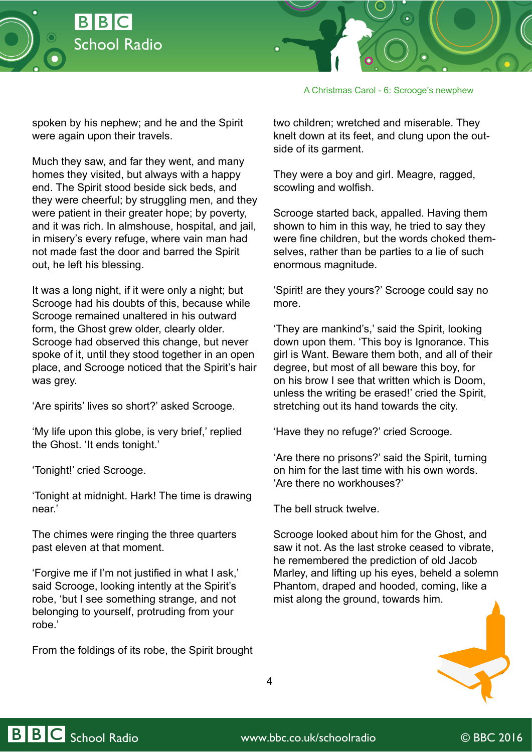spoken by his nephew; and he and the Spirit were again upon their travels.

Much they saw, and far they went, and many homes they visited, but always with a happy end. The Spirit stood beside sick beds, and they were cheerful; by struggling men, and they were patient in their greater hope; by poverty, and it was rich. In almshouse, hospital, and jail, in misery's every refuge, where vain man had not made fast the door and barred the Spirit out, he left his blessing.

It was a long night, if it were only a night; but Scrooge had his doubts of this, because while Scrooge remained unaltered in his outward form, the Ghost grew older, clearly older. Scrooge had observed this change, but never spoke of it, until they stood together in an open place, and Scrooge noticed that the Spirit's hair was grey.

'Are spirits' lives so short?' asked Scrooge.

'My life upon this globe, is very brief,' replied the Ghost. 'It ends tonight.'

'Tonight!' cried Scrooge.

'Tonight at midnight. Hark! The time is drawing near.'

The chimes were ringing the three quarters past eleven at that moment.

'Forgive me if I'm not justified in what I ask,' said Scrooge, looking intently at the Spirit's robe, 'but I see something strange, and not belonging to yourself, protruding from your robe.'

From the foldings of its robe, the Spirit brought two children; wretched and miserable. They knelt down at its feet, and clung upon the outside of its garment.

They were a boy and girl. Meagre, ragged, scowling and wolfish.

Scrooge started back, appalled. Having them shown to him in this way, he tried to say they were fine children, but the words choked themselves, rather than be parties to a lie of such enormous magnitude.

'Spirit! are they yours?' Scrooge could say no more.

'They are mankind's,' said the Spirit, looking down upon them. 'This boy is Ignorance. This girl is Want. Beware them both, and all of their degree, but most of all beware this boy, for on his brow I see that written which is Doom, unless the writing be erased!' cried the Spirit, stretching out its hand towards the city.

'Have they no refuge?' cried Scrooge.

'Are there no prisons?' said the Spirit, turning on him for the last time with his own words. 'Are there no workhouses?'

The bell struck twelve.

Scrooge looked about him for the Ghost, and saw it not. As the last stroke ceased to vibrate, he remembered the prediction of old Jacob Marley, and lifting up his eyes, beheld a solemn Phantom, draped and hooded, coming, like a mist along the ground, towards him.